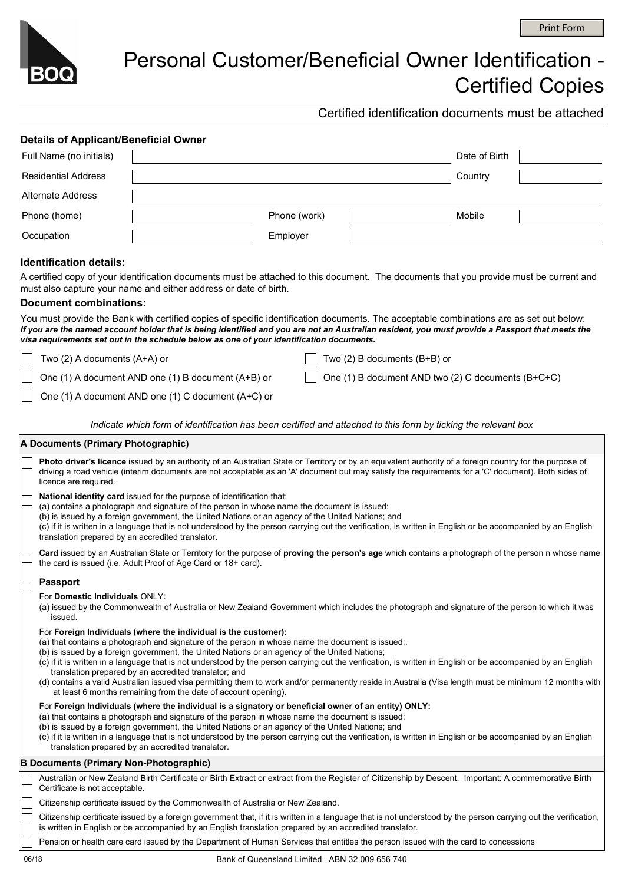# Personal Customer/Beneficial Owner Identification - Certified Copies

Certified identification documents must be attached

## Details of Applicant/Beneficial Owner

| | | | | | |
|---|---|---|---|---|---|
| Full Name (no initials) | | | | Date of Birth | |
| Residential Address | | | | Country | |
| Alternate Address | | | | | |
| Phone (home) | | Phone (work) | | Mobile | |
| Occupation | | Employer | | | |

## Identification details:

A certified copy of your identification documents must be attached to this document. The documents that you provide must be current and must also capture your name and either address or date of birth.

### Document combinations:

You must provide the Bank with certified copies of specific identification documents. The acceptable combinations are as set out below:
***If you are the named account holder that is being identified and you are not an Australian resident, you must provide a Passport that meets the visa requirements set out in the schedule below as one of your identification documents.***

- [ ] Two (2) A documents (A+A) or
- [ ] One (1) A document AND one (1) B document (A+B) or
- [ ] One (1) A document AND one (1) C document (A+C) or
- [ ] Two (2) B documents (B+B) or
- [ ] One (1) B document AND two (2) C documents (B+C+C)

*Indicate which form of identification has been certified and attached to this form by ticking the relevant box*

### A Documents (Primary Photographic)

- [ ] **Photo driver's licence** issued by an authority of an Australian State or Territory or by an equivalent authority of a foreign country for the purpose of driving a road vehicle (interim documents are not acceptable as an 'A' document but may satisfy the requirements for a 'C' document). Both sides of licence are required.

- [ ] **National identity card** issued for the purpose of identification that:
  (a) contains a photograph and signature of the person in whose name the document is issued;
  (b) is issued by a foreign government, the United Nations or an agency of the United Nations; and
  (c) if it is written in a language that is not understood by the person carrying out the verification, is written in English or be accompanied by an English translation prepared by an accredited translator.

- [ ] **Card** issued by an Australian State or Territory for the purpose of **proving the person's age** which contains a photograph of the person n whose name the card is issued (i.e. Adult Proof of Age Card or 18+ card).

- [ ] **Passport**

  For **Domestic Individuals** ONLY:
  (a) issued by the Commonwealth of Australia or New Zealand Government which includes the photograph and signature of the person to which it was issued.

  For **Foreign Individuals (where the individual is the customer):**
  (a) that contains a photograph and signature of the person in whose name the document is issued;.
  (b) is issued by a foreign government, the United Nations or an agency of the United Nations;
  (c) if it is written in a language that is not understood by the person carrying out the verification, is written in English or be accompanied by an English translation prepared by an accredited translator; and
  (d) contains a valid Australian issued visa permitting them to work and/or permanently reside in Australia (Visa length must be minimum 12 months with at least 6 months remaining from the date of account opening).

  For **Foreign Individuals (where the individual is a signatory or beneficial owner of an entity) ONLY:**
  (a) that contains a photograph and signature of the person in whose name the document is issued;
  (b) is issued by a foreign government, the United Nations or an agency of the United Nations; and
  (c) if it is written in a language that is not understood by the person carrying out the verification, is written in English or be accompanied by an English translation prepared by an accredited translator.

### B Documents (Primary Non-Photographic)

- [ ] Australian or New Zealand Birth Certificate or Birth Extract or extract from the Register of Citizenship by Descent. Important: A commemorative Birth Certificate is not acceptable.
- [ ] Citizenship certificate issued by the Commonwealth of Australia or New Zealand.
- [ ] Citizenship certificate issued by a foreign government that, if it is written in a language that is not understood by the person carrying out the verification, is written in English or be accompanied by an English translation prepared by an accredited translator.
- [ ] Pension or health care card issued by the Department of Human Services that entitles the person issued with the card to concessions

06/18 Bank of Queensland Limited ABN 32 009 656 740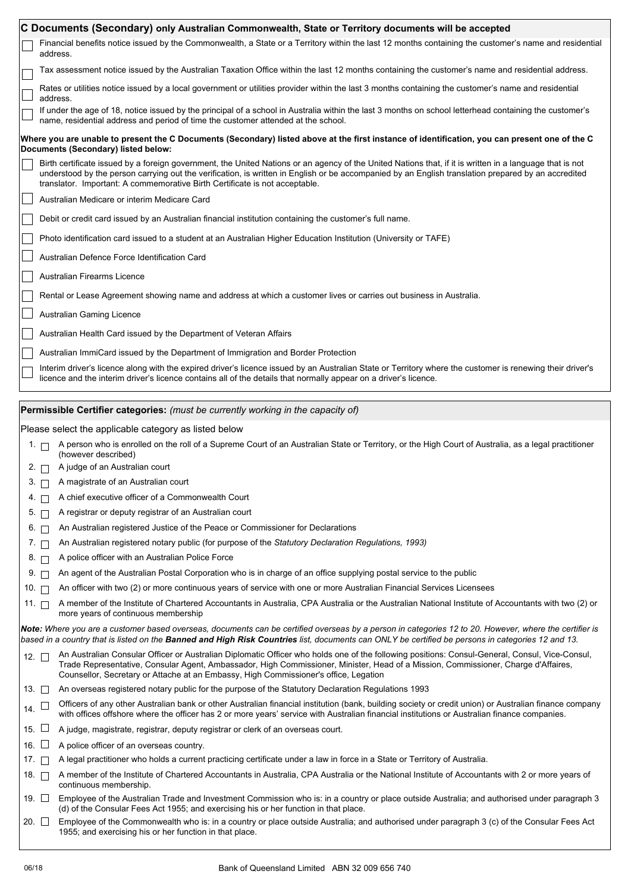## C Documents (Secondary) only Australian Commonwealth, State or Territory documents will be accepted

- ☐ Financial benefits notice issued by the Commonwealth, a State or a Territory within the last 12 months containing the customer's name and residential address.
- ☐ Tax assessment notice issued by the Australian Taxation Office within the last 12 months containing the customer's name and residential address.
- ☐ Rates or utilities notice issued by a local government or utilities provider within the last 3 months containing the customer's name and residential address.
- ☐ If under the age of 18, notice issued by the principal of a school in Australia within the last 3 months on school letterhead containing the customer's name, residential address and period of time the customer attended at the school.

**Where you are unable to present the C Documents (Secondary) listed above at the first instance of identification, you can present one of the C Documents (Secondary) listed below:**

- ☐ Birth certificate issued by a foreign government, the United Nations or an agency of the United Nations that, if it is written in a language that is not understood by the person carrying out the verification, is written in English or be accompanied by an English translation prepared by an accredited translator. Important: A commemorative Birth Certificate is not acceptable.
- ☐ Australian Medicare or interim Medicare Card
- ☐ Debit or credit card issued by an Australian financial institution containing the customer's full name.
- ☐ Photo identification card issued to a student at an Australian Higher Education Institution (University or TAFE)
- ☐ Australian Defence Force Identification Card
- ☐ Australian Firearms Licence
- ☐ Rental or Lease Agreement showing name and address at which a customer lives or carries out business in Australia.
- ☐ Australian Gaming Licence
- ☐ Australian Health Card issued by the Department of Veteran Affairs
- ☐ Australian ImmiCard issued by the Department of Immigration and Border Protection
- ☐ Interim driver's licence along with the expired driver's licence issued by an Australian State or Territory where the customer is renewing their driver's licence and the interim driver's licence contains all of the details that normally appear on a driver's licence.

## Permissible Certifier categories: *(must be currently working in the capacity of)*

Please select the applicable category as listed below

1. ☐ A person who is enrolled on the roll of a Supreme Court of an Australian State or Territory, or the High Court of Australia, as a legal practitioner (however described)
2. ☐ A judge of an Australian court
3. ☐ A magistrate of an Australian court
4. ☐ A chief executive officer of a Commonwealth Court
5. ☐ A registrar or deputy registrar of an Australian court
6. ☐ An Australian registered Justice of the Peace or Commissioner for Declarations
7. ☐ An Australian registered notary public (for purpose of the *Statutory Declaration Regulations, 1993)*
8. ☐ A police officer with an Australian Police Force
9. ☐ An agent of the Australian Postal Corporation who is in charge of an office supplying postal service to the public
10. ☐ An officer with two (2) or more continuous years of service with one or more Australian Financial Services Licensees
11. ☐ A member of the Institute of Chartered Accountants in Australia, CPA Australia or the Australian National Institute of Accountants with two (2) or more years of continuous membership

***Note:*** *Where you are a customer based overseas, documents can be certified overseas by a person in categories 12 to 20. However, where the certifier is based in a country that is listed on the* ***Banned and High Risk Countries*** *list, documents can ONLY be certified be persons in categories 12 and 13.*

12. ☐ An Australian Consular Officer or Australian Diplomatic Officer who holds one of the following positions: Consul-General, Consul, Vice-Consul, Trade Representative, Consular Agent, Ambassador, High Commissioner, Minister, Head of a Mission, Commissioner, Charge d'Affaires, Counsellor, Secretary or Attache at an Embassy, High Commissioner's office, Legation
13. ☐ An overseas registered notary public for the purpose of the Statutory Declaration Regulations 1993
14. ☐ Officers of any other Australian bank or other Australian financial institution (bank, building society or credit union) or Australian finance company with offices offshore where the officer has 2 or more years' service with Australian financial institutions or Australian finance companies.
15. ☐ A judge, magistrate, registrar, deputy registrar or clerk of an overseas court.
16. ☐ A police officer of an overseas country.
17. ☐ A legal practitioner who holds a current practicing certificate under a law in force in a State or Territory of Australia.
18. ☐ A member of the Institute of Chartered Accountants in Australia, CPA Australia or the National Institute of Accountants with 2 or more years of continuous membership.
19. ☐ Employee of the Australian Trade and Investment Commission who is: in a country or place outside Australia; and authorised under paragraph 3 (d) of the Consular Fees Act 1955; and exercising his or her function in that place.
20. ☐ Employee of the Commonwealth who is: in a country or place outside Australia; and authorised under paragraph 3 (c) of the Consular Fees Act 1955; and exercising his or her function in that place.

06/18

Bank of Queensland Limited ABN 32 009 656 740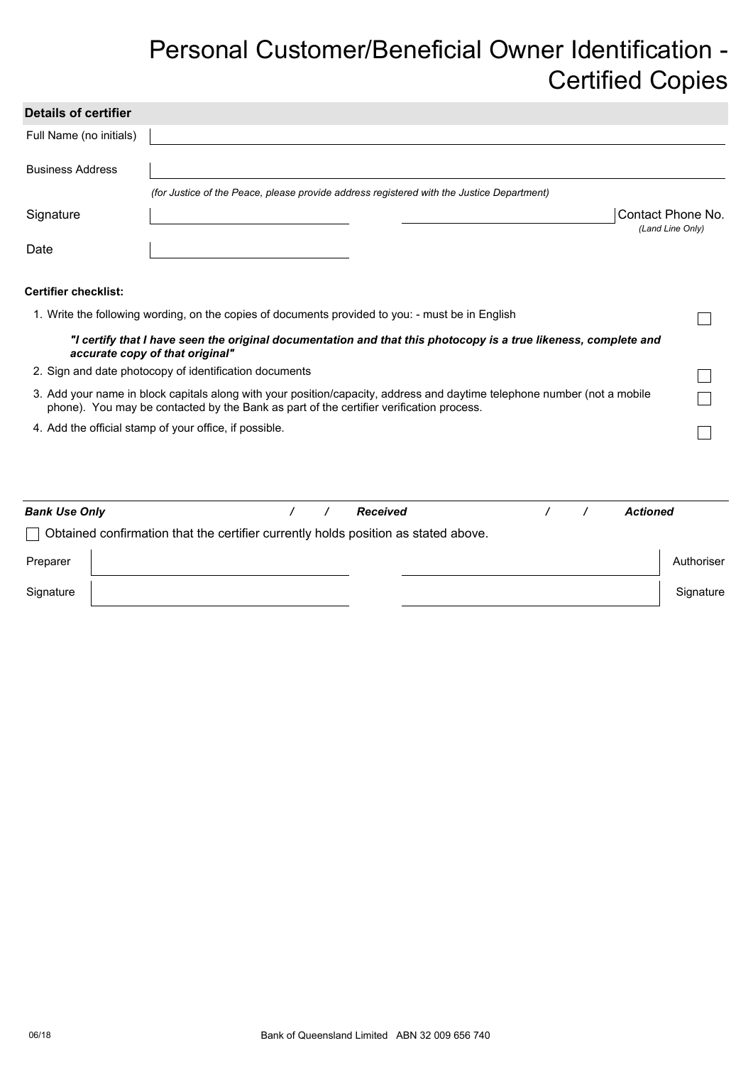# Personal Customer/Beneficial Owner Identification - Certified Copies

## Details of certifier

| | |
|---|---|
| Full Name (no initials) | |
| Business Address | |
| | *(for Justice of the Peace, please provide address registered with the Justice Department)* |
| Signature | |
| Contact Phone No. *(Land Line Only)* | |
| Date | |

**Certifier checklist:**

1. Write the following wording, on the copies of documents provided to you: - must be in English ☐

   ***"I certify that I have seen the original documentation and that this photocopy is a true likeness, complete and accurate copy of that original"***

2. Sign and date photocopy of identification documents ☐
3. Add your name in block capitals along with your position/capacity, address and daytime telephone number (not a mobile phone). You may be contacted by the Bank as part of the certifier verification process. ☐
4. Add the official stamp of your office, if possible. ☐

***Bank Use Only*** &nbsp;&nbsp; / &nbsp; / &nbsp; ***Received*** &nbsp;&nbsp; / &nbsp; / &nbsp; ***Actioned***

☐ Obtained confirmation that the certifier currently holds position as stated above.

| | | | |
|---|---|---|---|
| Preparer | | | Authoriser |
| Signature | | | Signature |

06/18 &nbsp;&nbsp;&nbsp; Bank of Queensland Limited ABN 32 009 656 740